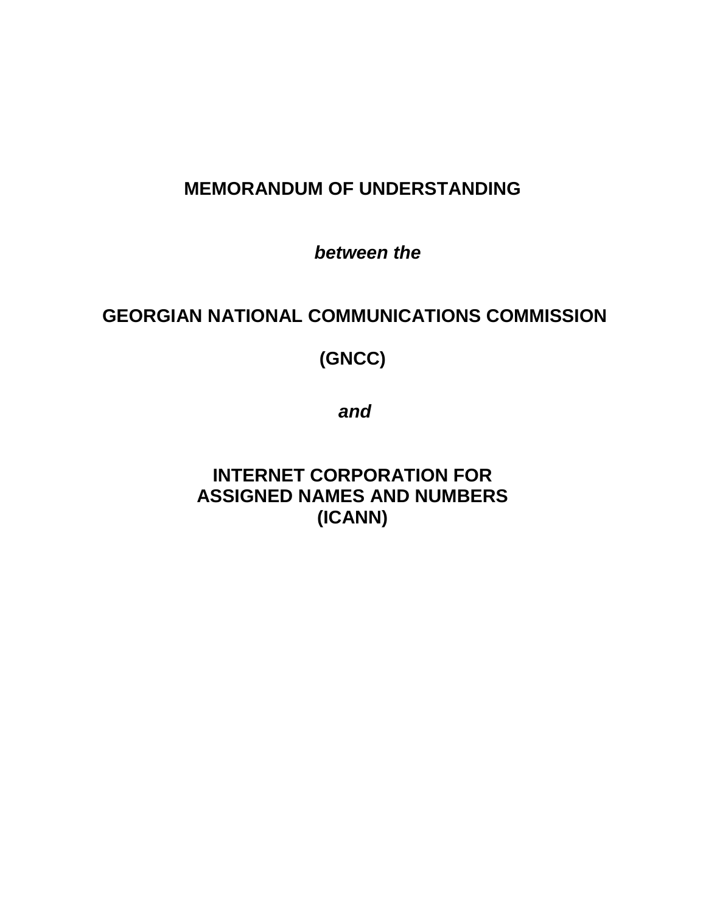# MEMORANDUM OF UNDERSTANDING

***between the***

## GEORGIAN NATIONAL COMMUNICATIONS COMMISSION

## (GNCC)

***and***

## INTERNET CORPORATION FOR ASSIGNED NAMES AND NUMBERS (ICANN)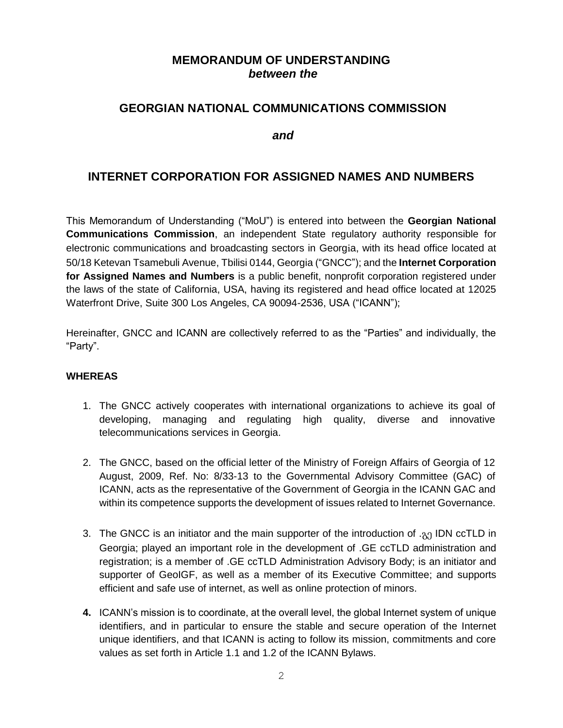# MEMORANDUM OF UNDERSTANDING
***between the***

## GEORGIAN NATIONAL COMMUNICATIONS COMMISSION

***and***

## INTERNET CORPORATION FOR ASSIGNED NAMES AND NUMBERS

This Memorandum of Understanding ("MoU") is entered into between the **Georgian National Communications Commission**, an independent State regulatory authority responsible for electronic communications and broadcasting sectors in Georgia, with its head office located at 50/18 Ketevan Tsamebuli Avenue, Tbilisi 0144, Georgia ("GNCC"); and the **Internet Corporation for Assigned Names and Numbers** is a public benefit, nonprofit corporation registered under the laws of the state of California, USA, having its registered and head office located at 12025 Waterfront Drive, Suite 300 Los Angeles, CA 90094-2536, USA ("ICANN");

Hereinafter, GNCC and ICANN are collectively referred to as the "Parties" and individually, the "Party".

**WHEREAS**

1. The GNCC actively cooperates with international organizations to achieve its goal of developing, managing and regulating high quality, diverse and innovative telecommunications services in Georgia.

2. The GNCC, based on the official letter of the Ministry of Foreign Affairs of Georgia of 12 August, 2009, Ref. No: 8/33-13 to the Governmental Advisory Committee (GAC) of ICANN, acts as the representative of the Government of Georgia in the ICANN GAC and within its competence supports the development of issues related to Internet Governance.

3. The GNCC is an initiator and the main supporter of the introduction of .გე IDN ccTLD in Georgia; played an important role in the development of .GE ccTLD administration and registration; is a member of .GE ccTLD Administration Advisory Body; is an initiator and supporter of GeoIGF, as well as a member of its Executive Committee; and supports efficient and safe use of internet, as well as online protection of minors.

4. ICANN's mission is to coordinate, at the overall level, the global Internet system of unique identifiers, and in particular to ensure the stable and secure operation of the Internet unique identifiers, and that ICANN is acting to follow its mission, commitments and core values as set forth in Article 1.1 and 1.2 of the ICANN Bylaws.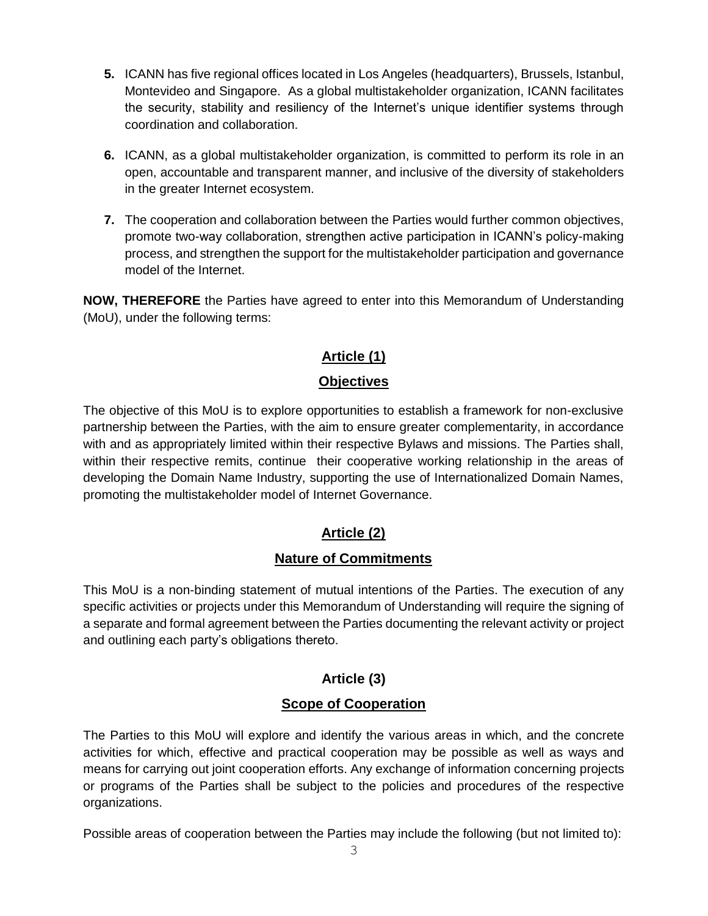5. ICANN has five regional offices located in Los Angeles (headquarters), Brussels, Istanbul, Montevideo and Singapore. As a global multistakeholder organization, ICANN facilitates the security, stability and resiliency of the Internet's unique identifier systems through coordination and collaboration.

6. ICANN, as a global multistakeholder organization, is committed to perform its role in an open, accountable and transparent manner, and inclusive of the diversity of stakeholders in the greater Internet ecosystem.

7. The cooperation and collaboration between the Parties would further common objectives, promote two-way collaboration, strengthen active participation in ICANN's policy-making process, and strengthen the support for the multistakeholder participation and governance model of the Internet.

**NOW, THEREFORE** the Parties have agreed to enter into this Memorandum of Understanding (MoU), under the following terms:

## Article (1)

## Objectives

The objective of this MoU is to explore opportunities to establish a framework for non-exclusive partnership between the Parties, with the aim to ensure greater complementarity, in accordance with and as appropriately limited within their respective Bylaws and missions. The Parties shall, within their respective remits, continue their cooperative working relationship in the areas of developing the Domain Name Industry, supporting the use of Internationalized Domain Names, promoting the multistakeholder model of Internet Governance.

## Article (2)

## Nature of Commitments

This MoU is a non-binding statement of mutual intentions of the Parties. The execution of any specific activities or projects under this Memorandum of Understanding will require the signing of a separate and formal agreement between the Parties documenting the relevant activity or project and outlining each party's obligations thereto.

## Article (3)

## Scope of Cooperation

The Parties to this MoU will explore and identify the various areas in which, and the concrete activities for which, effective and practical cooperation may be possible as well as ways and means for carrying out joint cooperation efforts. Any exchange of information concerning projects or programs of the Parties shall be subject to the policies and procedures of the respective organizations.

Possible areas of cooperation between the Parties may include the following (but not limited to):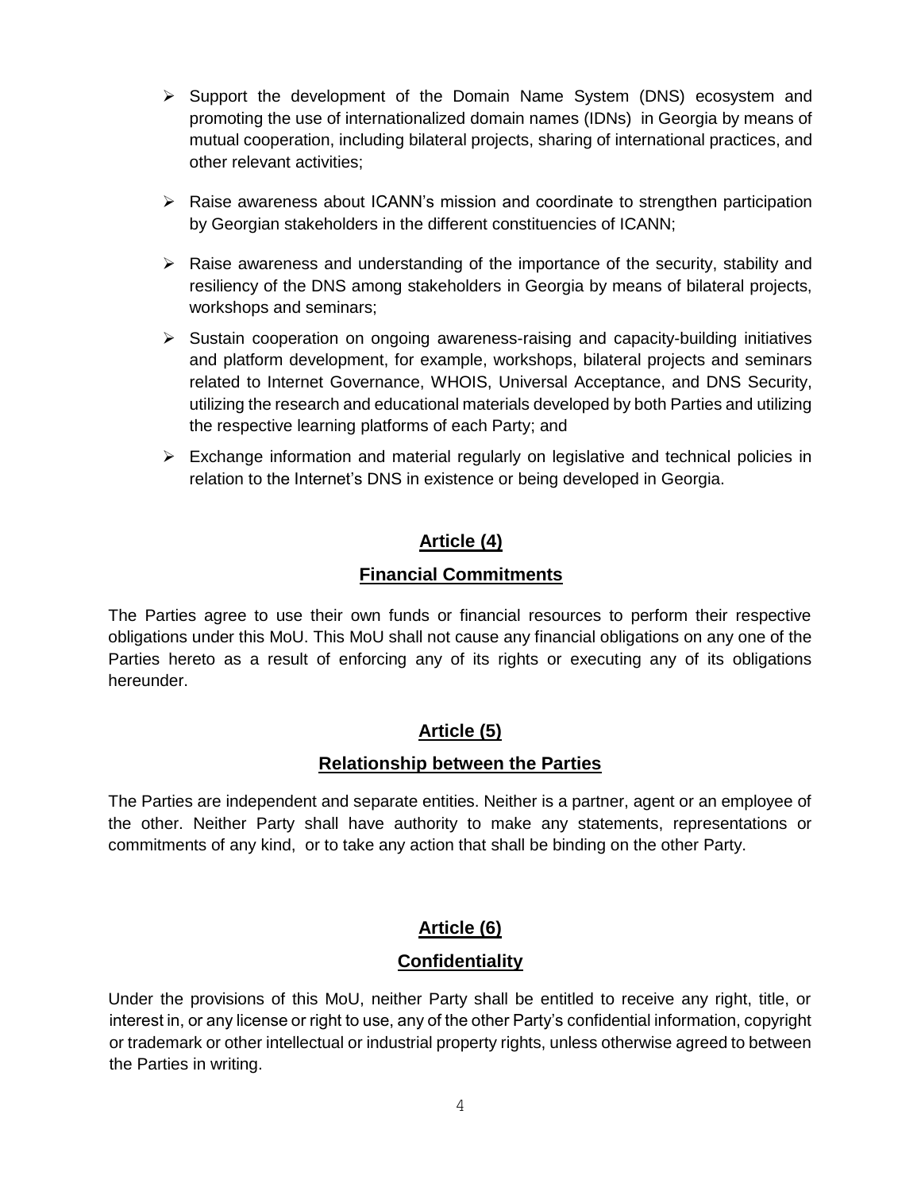- Support the development of the Domain Name System (DNS) ecosystem and promoting the use of internationalized domain names (IDNs) in Georgia by means of mutual cooperation, including bilateral projects, sharing of international practices, and other relevant activities;

- Raise awareness about ICANN's mission and coordinate to strengthen participation by Georgian stakeholders in the different constituencies of ICANN;

- Raise awareness and understanding of the importance of the security, stability and resiliency of the DNS among stakeholders in Georgia by means of bilateral projects, workshops and seminars;

- Sustain cooperation on ongoing awareness-raising and capacity-building initiatives and platform development, for example, workshops, bilateral projects and seminars related to Internet Governance, WHOIS, Universal Acceptance, and DNS Security, utilizing the research and educational materials developed by both Parties and utilizing the respective learning platforms of each Party; and

- Exchange information and material regularly on legislative and technical policies in relation to the Internet's DNS in existence or being developed in Georgia.

## Article (4)

## Financial Commitments

The Parties agree to use their own funds or financial resources to perform their respective obligations under this MoU. This MoU shall not cause any financial obligations on any one of the Parties hereto as a result of enforcing any of its rights or executing any of its obligations hereunder.

## Article (5)

## Relationship between the Parties

The Parties are independent and separate entities. Neither is a partner, agent or an employee of the other. Neither Party shall have authority to make any statements, representations or commitments of any kind, or to take any action that shall be binding on the other Party.

## Article (6)

## Confidentiality

Under the provisions of this MoU, neither Party shall be entitled to receive any right, title, or interest in, or any license or right to use, any of the other Party's confidential information, copyright or trademark or other intellectual or industrial property rights, unless otherwise agreed to between the Parties in writing.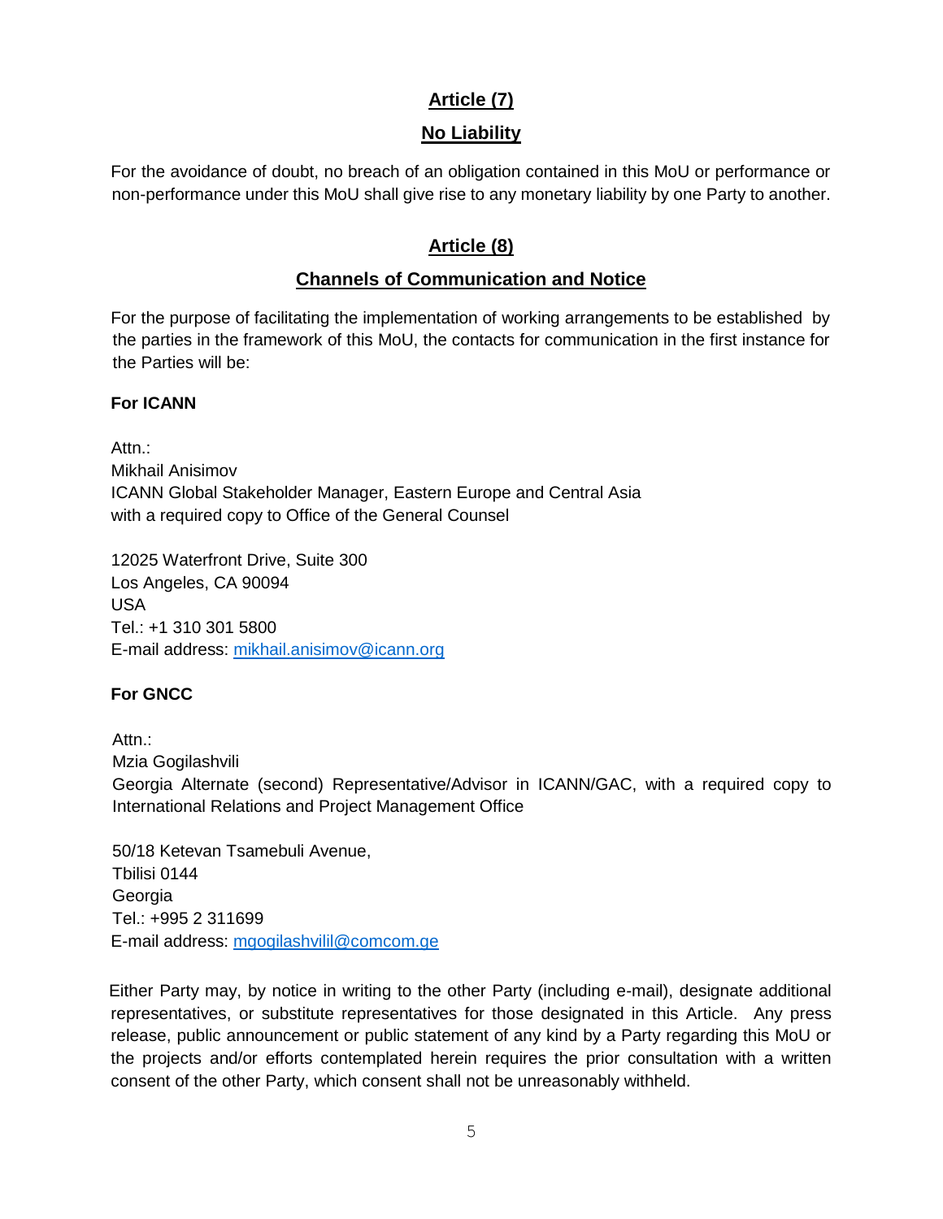## Article (7)

## No Liability

For the avoidance of doubt, no breach of an obligation contained in this MoU or performance or non-performance under this MoU shall give rise to any monetary liability by one Party to another.

## Article (8)

## Channels of Communication and Notice

For the purpose of facilitating the implementation of working arrangements to be established by the parties in the framework of this MoU, the contacts for communication in the first instance for the Parties will be:

**For ICANN**

Attn.:
Mikhail Anisimov
ICANN Global Stakeholder Manager, Eastern Europe and Central Asia
with a required copy to Office of the General Counsel

12025 Waterfront Drive, Suite 300
Los Angeles, CA 90094
USA
Tel.: +1 310 301 5800
E-mail address: mikhail.anisimov@icann.org

**For GNCC**

Attn.:
Mzia Gogilashvili
Georgia Alternate (second) Representative/Advisor in ICANN/GAC, with a required copy to International Relations and Project Management Office

50/18 Ketevan Tsamebuli Avenue,
Tbilisi 0144
Georgia
Tel.: +995 2 311699
E-mail address: mgogilashvilil@comcom.ge

Either Party may, by notice in writing to the other Party (including e-mail), designate additional representatives, or substitute representatives for those designated in this Article. Any press release, public announcement or public statement of any kind by a Party regarding this MoU or the projects and/or efforts contemplated herein requires the prior consultation with a written consent of the other Party, which consent shall not be unreasonably withheld.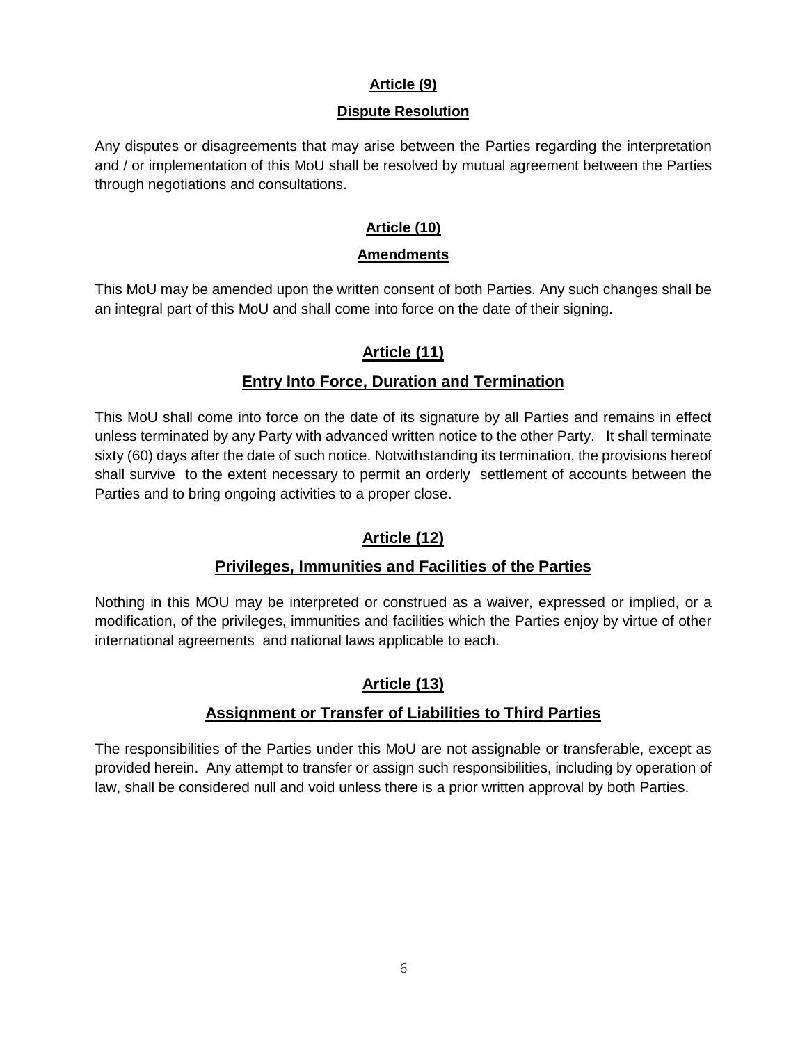## Article (9)

### Dispute Resolution

Any disputes or disagreements that may arise between the Parties regarding the interpretation and / or implementation of this MoU shall be resolved by mutual agreement between the Parties through negotiations and consultations.

## Article (10)

### Amendments

This MoU may be amended upon the written consent of both Parties. Any such changes shall be an integral part of this MoU and shall come into force on the date of their signing.

## Article (11)

### Entry Into Force, Duration and Termination

This MoU shall come into force on the date of its signature by all Parties and remains in effect unless terminated by any Party with advanced written notice to the other Party. It shall terminate sixty (60) days after the date of such notice. Notwithstanding its termination, the provisions hereof shall survive to the extent necessary to permit an orderly settlement of accounts between the Parties and to bring ongoing activities to a proper close.

## Article (12)

### Privileges, Immunities and Facilities of the Parties

Nothing in this MOU may be interpreted or construed as a waiver, expressed or implied, or a modification, of the privileges, immunities and facilities which the Parties enjoy by virtue of other international agreements and national laws applicable to each.

## Article (13)

### Assignment or Transfer of Liabilities to Third Parties

The responsibilities of the Parties under this MoU are not assignable or transferable, except as provided herein. Any attempt to transfer or assign such responsibilities, including by operation of law, shall be considered null and void unless there is a prior written approval by both Parties.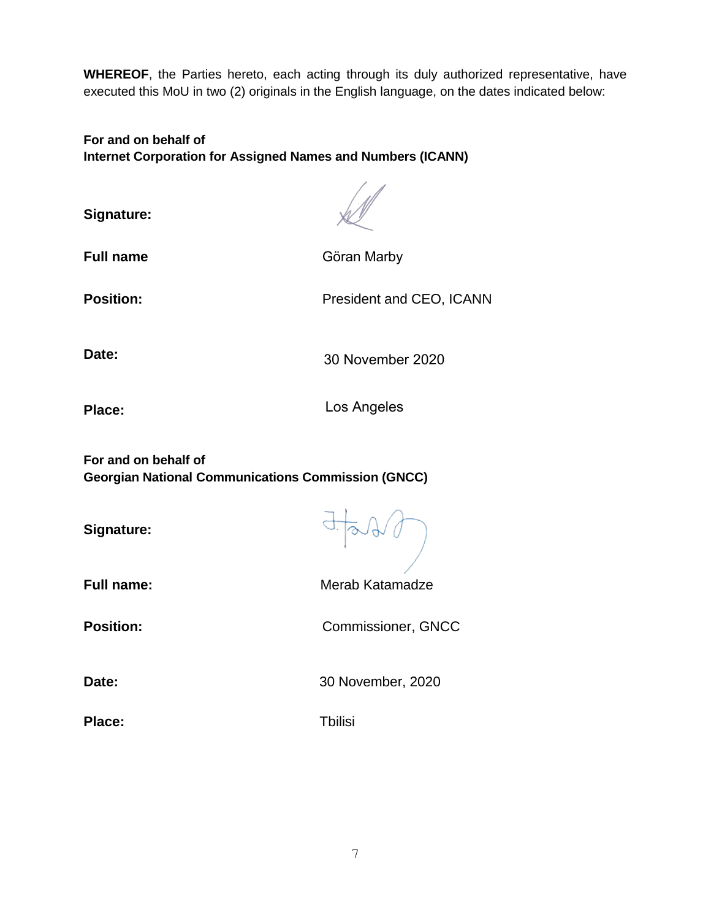**WHEREOF**, the Parties hereto, each acting through its duly authorized representative, have executed this MoU in two (2) originals in the English language, on the dates indicated below:

**For and on behalf of**
**Internet Corporation for Assigned Names and Numbers (ICANN)**

**Signature:**

**Full name** Göran Marby

**Position:** President and CEO, ICANN

**Date:** 30 November 2020

**Place:** Los Angeles

**For and on behalf of**
**Georgian National Communications Commission (GNCC)**

**Signature:**

**Full name:** Merab Katamadze

**Position:** Commissioner, GNCC

**Date:** 30 November, 2020

**Place:** Tbilisi